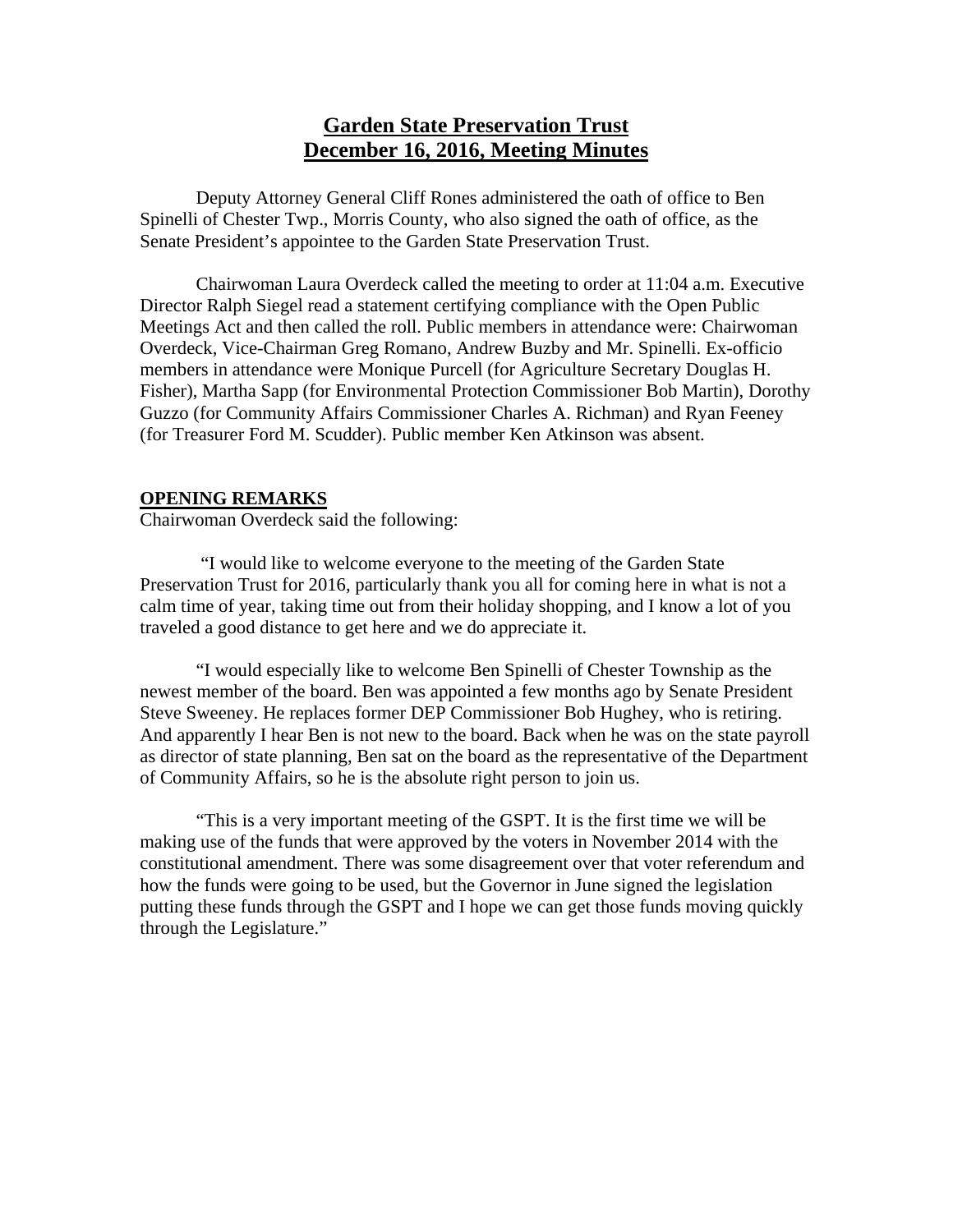# Garden State Preservation Trust
# December 16, 2016, Meeting Minutes

Deputy Attorney General Cliff Rones administered the oath of office to Ben Spinelli of Chester Twp., Morris County, who also signed the oath of office, as the Senate President's appointee to the Garden State Preservation Trust.

Chairwoman Laura Overdeck called the meeting to order at 11:04 a.m. Executive Director Ralph Siegel read a statement certifying compliance with the Open Public Meetings Act and then called the roll. Public members in attendance were: Chairwoman Overdeck, Vice-Chairman Greg Romano, Andrew Buzby and Mr. Spinelli. Ex-officio members in attendance were Monique Purcell (for Agriculture Secretary Douglas H. Fisher), Martha Sapp (for Environmental Protection Commissioner Bob Martin), Dorothy Guzzo (for Community Affairs Commissioner Charles A. Richman) and Ryan Feeney (for Treasurer Ford M. Scudder). Public member Ken Atkinson was absent.

## OPENING REMARKS

Chairwoman Overdeck said the following:

"I would like to welcome everyone to the meeting of the Garden State Preservation Trust for 2016, particularly thank you all for coming here in what is not a calm time of year, taking time out from their holiday shopping, and I know a lot of you traveled a good distance to get here and we do appreciate it.

"I would especially like to welcome Ben Spinelli of Chester Township as the newest member of the board. Ben was appointed a few months ago by Senate President Steve Sweeney. He replaces former DEP Commissioner Bob Hughey, who is retiring. And apparently I hear Ben is not new to the board. Back when he was on the state payroll as director of state planning, Ben sat on the board as the representative of the Department of Community Affairs, so he is the absolute right person to join us.

"This is a very important meeting of the GSPT. It is the first time we will be making use of the funds that were approved by the voters in November 2014 with the constitutional amendment. There was some disagreement over that voter referendum and how the funds were going to be used, but the Governor in June signed the legislation putting these funds through the GSPT and I hope we can get those funds moving quickly through the Legislature."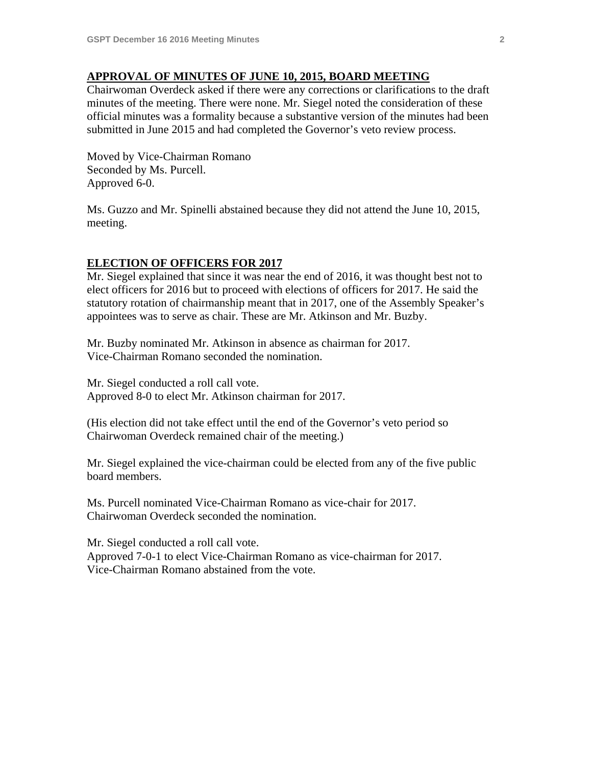## APPROVAL OF MINUTES OF JUNE 10, 2015, BOARD MEETING

Chairwoman Overdeck asked if there were any corrections or clarifications to the draft minutes of the meeting. There were none. Mr. Siegel noted the consideration of these official minutes was a formality because a substantive version of the minutes had been submitted in June 2015 and had completed the Governor's veto review process.

Moved by Vice-Chairman Romano
Seconded by Ms. Purcell.
Approved 6-0.

Ms. Guzzo and Mr. Spinelli abstained because they did not attend the June 10, 2015, meeting.

## ELECTION OF OFFICERS FOR 2017

Mr. Siegel explained that since it was near the end of 2016, it was thought best not to elect officers for 2016 but to proceed with elections of officers for 2017. He said the statutory rotation of chairmanship meant that in 2017, one of the Assembly Speaker's appointees was to serve as chair. These are Mr. Atkinson and Mr. Buzby.

Mr. Buzby nominated Mr. Atkinson in absence as chairman for 2017.
Vice-Chairman Romano seconded the nomination.

Mr. Siegel conducted a roll call vote.
Approved 8-0 to elect Mr. Atkinson chairman for 2017.

(His election did not take effect until the end of the Governor's veto period so Chairwoman Overdeck remained chair of the meeting.)

Mr. Siegel explained the vice-chairman could be elected from any of the five public board members.

Ms. Purcell nominated Vice-Chairman Romano as vice-chair for 2017.
Chairwoman Overdeck seconded the nomination.

Mr. Siegel conducted a roll call vote.
Approved 7-0-1 to elect Vice-Chairman Romano as vice-chairman for 2017.
Vice-Chairman Romano abstained from the vote.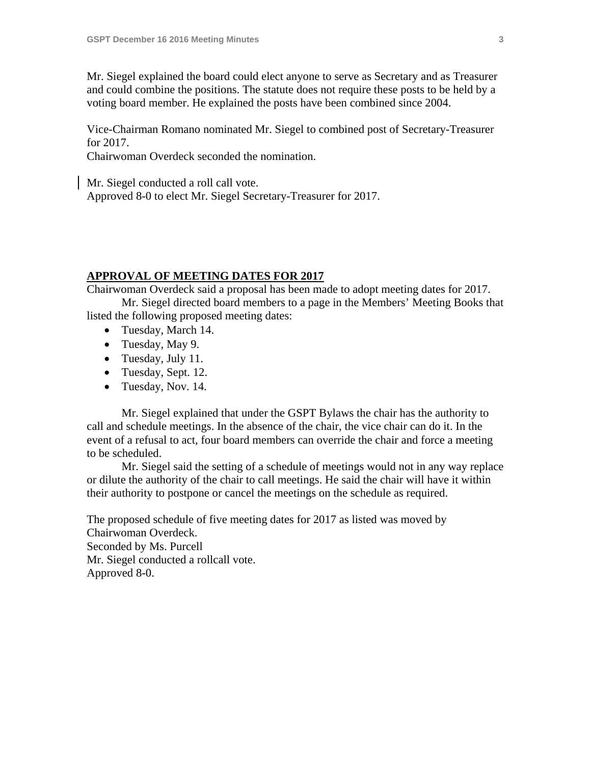Mr. Siegel explained the board could elect anyone to serve as Secretary and as Treasurer and could combine the positions. The statute does not require these posts to be held by a voting board member. He explained the posts have been combined since 2004.

Vice-Chairman Romano nominated Mr. Siegel to combined post of Secretary-Treasurer for 2017.
Chairwoman Overdeck seconded the nomination.

Mr. Siegel conducted a roll call vote.
Approved 8-0 to elect Mr. Siegel Secretary-Treasurer for 2017.

**APPROVAL OF MEETING DATES FOR 2017**

Chairwoman Overdeck said a proposal has been made to adopt meeting dates for 2017.

Mr. Siegel directed board members to a page in the Members' Meeting Books that listed the following proposed meeting dates:

- Tuesday, March 14.
- Tuesday, May 9.
- Tuesday, July 11.
- Tuesday, Sept. 12.
- Tuesday, Nov. 14.

Mr. Siegel explained that under the GSPT Bylaws the chair has the authority to call and schedule meetings. In the absence of the chair, the vice chair can do it. In the event of a refusal to act, four board members can override the chair and force a meeting to be scheduled.

Mr. Siegel said the setting of a schedule of meetings would not in any way replace or dilute the authority of the chair to call meetings. He said the chair will have it within their authority to postpone or cancel the meetings on the schedule as required.

The proposed schedule of five meeting dates for 2017 as listed was moved by Chairwoman Overdeck.
Seconded by Ms. Purcell
Mr. Siegel conducted a rollcall vote.
Approved 8-0.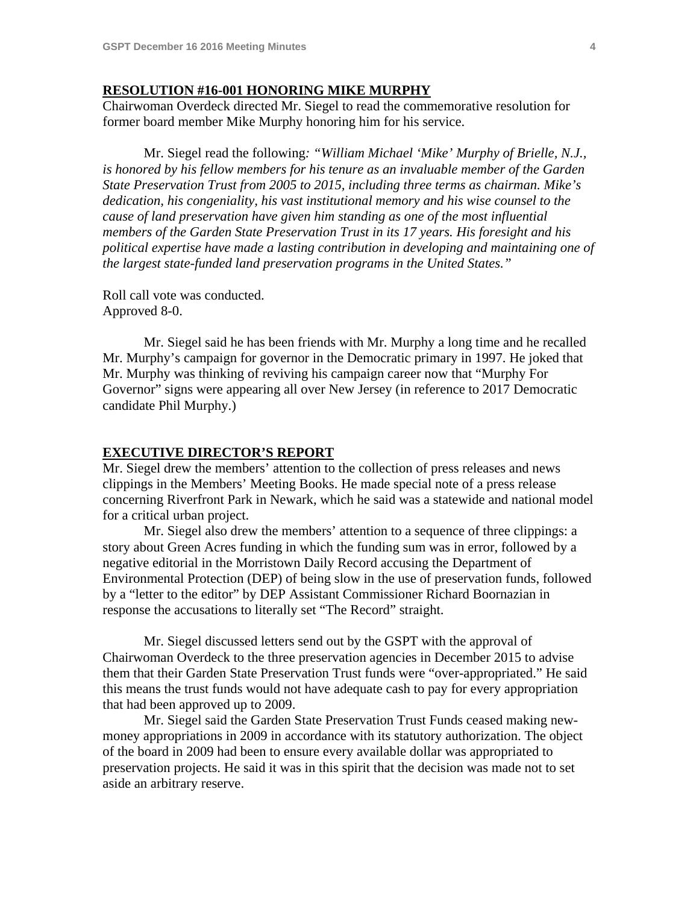## RESOLUTION #16-001 HONORING MIKE MURPHY

Chairwoman Overdeck directed Mr. Siegel to read the commemorative resolution for former board member Mike Murphy honoring him for his service.

Mr. Siegel read the following: *"William Michael 'Mike' Murphy of Brielle, N.J., is honored by his fellow members for his tenure as an invaluable member of the Garden State Preservation Trust from 2005 to 2015, including three terms as chairman. Mike's dedication, his congeniality, his vast institutional memory and his wise counsel to the cause of land preservation have given him standing as one of the most influential members of the Garden State Preservation Trust in its 17 years. His foresight and his political expertise have made a lasting contribution in developing and maintaining one of the largest state-funded land preservation programs in the United States."*

Roll call vote was conducted.
Approved 8-0.

Mr. Siegel said he has been friends with Mr. Murphy a long time and he recalled Mr. Murphy's campaign for governor in the Democratic primary in 1997. He joked that Mr. Murphy was thinking of reviving his campaign career now that "Murphy For Governor" signs were appearing all over New Jersey (in reference to 2017 Democratic candidate Phil Murphy.)

## EXECUTIVE DIRECTOR'S REPORT

Mr. Siegel drew the members' attention to the collection of press releases and news clippings in the Members' Meeting Books. He made special note of a press release concerning Riverfront Park in Newark, which he said was a statewide and national model for a critical urban project.

Mr. Siegel also drew the members' attention to a sequence of three clippings: a story about Green Acres funding in which the funding sum was in error, followed by a negative editorial in the Morristown Daily Record accusing the Department of Environmental Protection (DEP) of being slow in the use of preservation funds, followed by a "letter to the editor" by DEP Assistant Commissioner Richard Boornazian in response the accusations to literally set "The Record" straight.

Mr. Siegel discussed letters send out by the GSPT with the approval of Chairwoman Overdeck to the three preservation agencies in December 2015 to advise them that their Garden State Preservation Trust funds were "over-appropriated." He said this means the trust funds would not have adequate cash to pay for every appropriation that had been approved up to 2009.

Mr. Siegel said the Garden State Preservation Trust Funds ceased making new-money appropriations in 2009 in accordance with its statutory authorization. The object of the board in 2009 had been to ensure every available dollar was appropriated to preservation projects. He said it was in this spirit that the decision was made not to set aside an arbitrary reserve.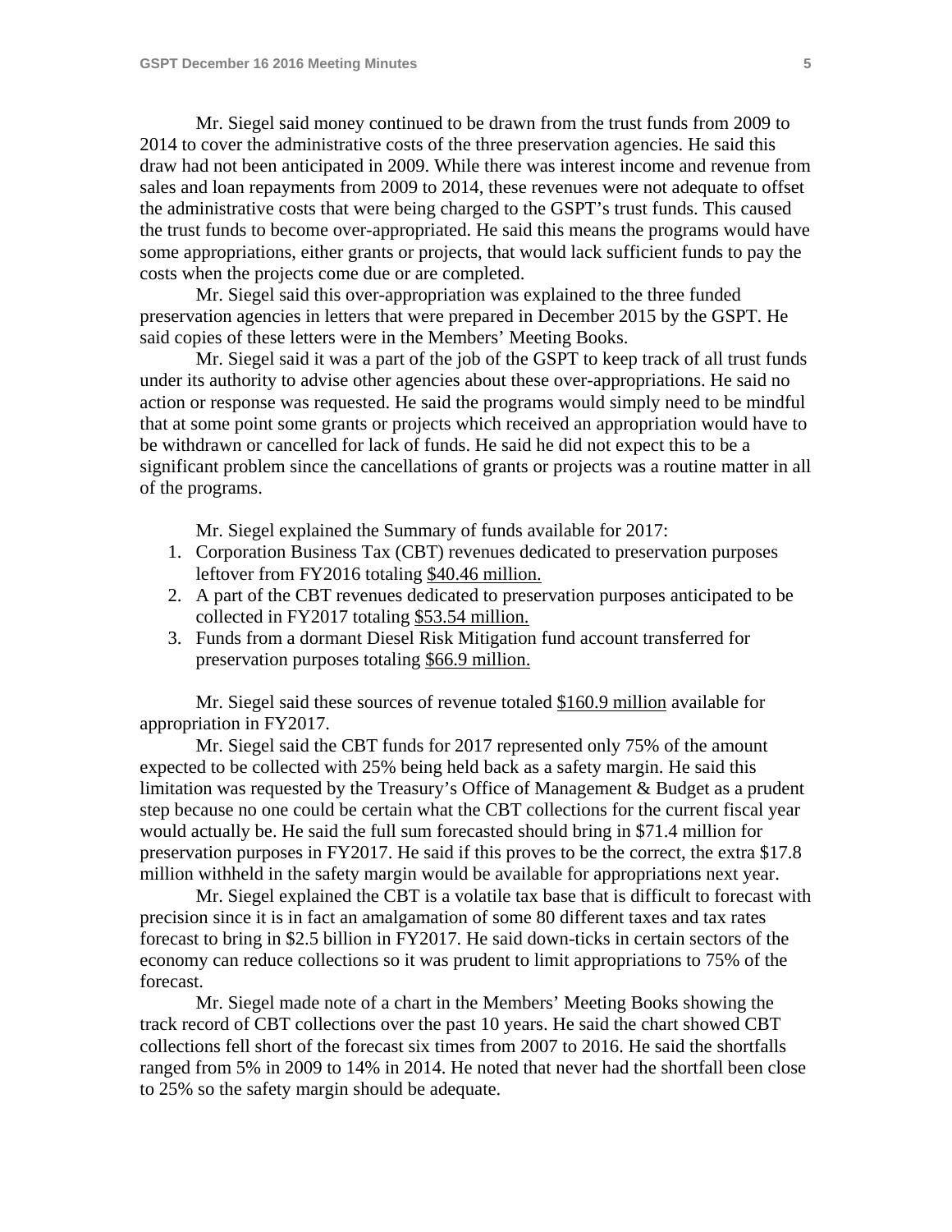Mr. Siegel said money continued to be drawn from the trust funds from 2009 to 2014 to cover the administrative costs of the three preservation agencies. He said this draw had not been anticipated in 2009. While there was interest income and revenue from sales and loan repayments from 2009 to 2014, these revenues were not adequate to offset the administrative costs that were being charged to the GSPT's trust funds. This caused the trust funds to become over-appropriated. He said this means the programs would have some appropriations, either grants or projects, that would lack sufficient funds to pay the costs when the projects come due or are completed.

Mr. Siegel said this over-appropriation was explained to the three funded preservation agencies in letters that were prepared in December 2015 by the GSPT. He said copies of these letters were in the Members' Meeting Books.

Mr. Siegel said it was a part of the job of the GSPT to keep track of all trust funds under its authority to advise other agencies about these over-appropriations. He said no action or response was requested. He said the programs would simply need to be mindful that at some point some grants or projects which received an appropriation would have to be withdrawn or cancelled for lack of funds. He said he did not expect this to be a significant problem since the cancellations of grants or projects was a routine matter in all of the programs.

Mr. Siegel explained the Summary of funds available for 2017:

1. Corporation Business Tax (CBT) revenues dedicated to preservation purposes leftover from FY2016 totaling <u>$40.46 million.</u>
2. A part of the CBT revenues dedicated to preservation purposes anticipated to be collected in FY2017 totaling <u>$53.54 million.</u>
3. Funds from a dormant Diesel Risk Mitigation fund account transferred for preservation purposes totaling <u>$66.9 million.</u>

Mr. Siegel said these sources of revenue totaled <u>$160.9 million</u> available for appropriation in FY2017.

Mr. Siegel said the CBT funds for 2017 represented only 75% of the amount expected to be collected with 25% being held back as a safety margin. He said this limitation was requested by the Treasury's Office of Management & Budget as a prudent step because no one could be certain what the CBT collections for the current fiscal year would actually be. He said the full sum forecasted should bring in $71.4 million for preservation purposes in FY2017. He said if this proves to be the correct, the extra $17.8 million withheld in the safety margin would be available for appropriations next year.

Mr. Siegel explained the CBT is a volatile tax base that is difficult to forecast with precision since it is in fact an amalgamation of some 80 different taxes and tax rates forecast to bring in $2.5 billion in FY2017. He said down-ticks in certain sectors of the economy can reduce collections so it was prudent to limit appropriations to 75% of the forecast.

Mr. Siegel made note of a chart in the Members' Meeting Books showing the track record of CBT collections over the past 10 years. He said the chart showed CBT collections fell short of the forecast six times from 2007 to 2016. He said the shortfalls ranged from 5% in 2009 to 14% in 2014. He noted that never had the shortfall been close to 25% so the safety margin should be adequate.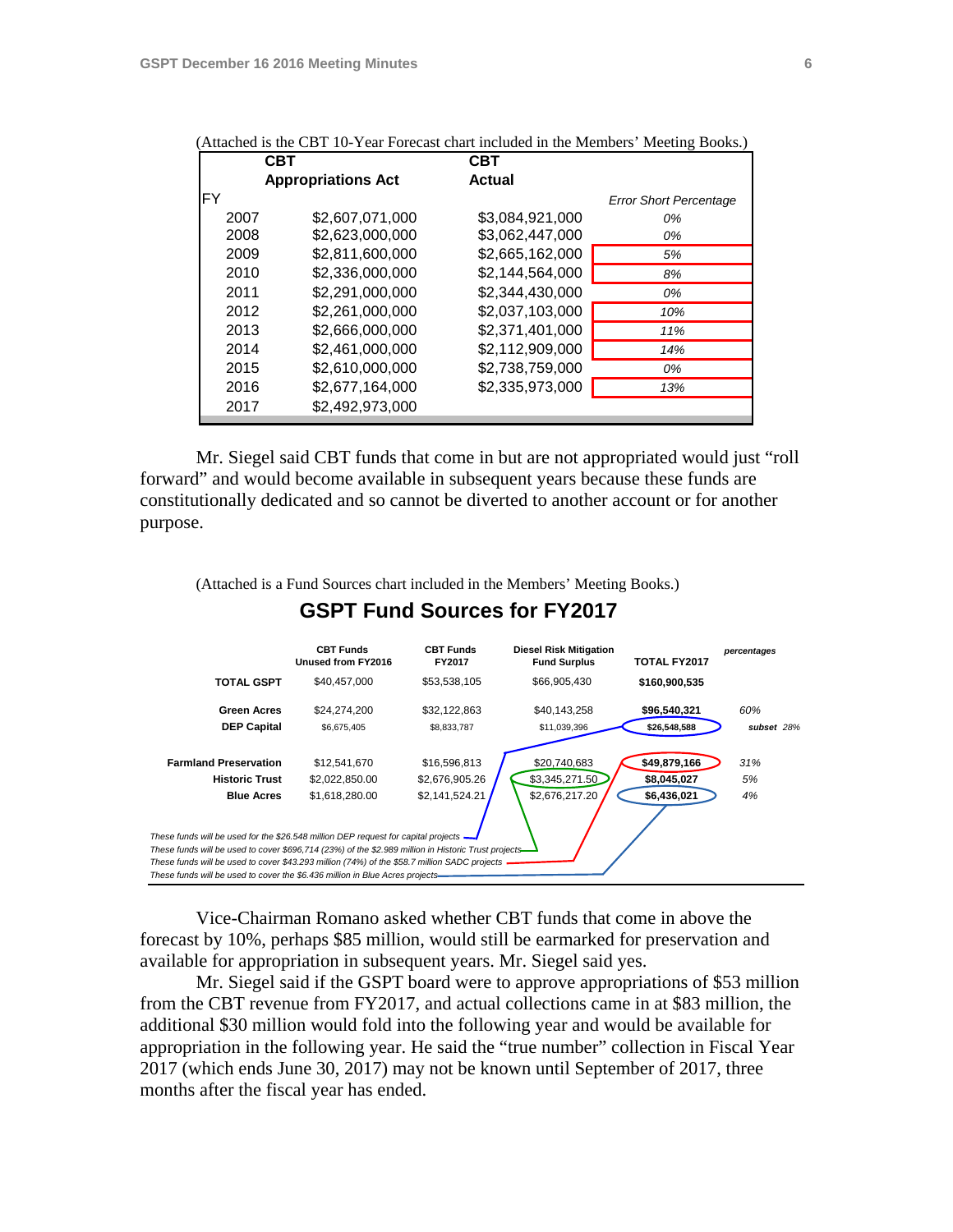(Attached is the CBT 10-Year Forecast chart included in the Members' Meeting Books.)

| FY | CBT Appropriations Act | CBT Actual | *Error Short Percentage* |
|---|---|---|---|
| 2007 | $2,607,071,000 | $3,084,921,000 | *0%* |
| 2008 | $2,623,000,000 | $3,062,447,000 | *0%* |
| 2009 | $2,811,600,000 | $2,665,162,000 | *5%* |
| 2010 | $2,336,000,000 | $2,144,564,000 | *8%* |
| 2011 | $2,291,000,000 | $2,344,430,000 | *0%* |
| 2012 | $2,261,000,000 | $2,037,103,000 | *10%* |
| 2013 | $2,666,000,000 | $2,371,401,000 | *11%* |
| 2014 | $2,461,000,000 | $2,112,909,000 | *14%* |
| 2015 | $2,610,000,000 | $2,738,759,000 | *0%* |
| 2016 | $2,677,164,000 | $2,335,973,000 | *13%* |
| 2017 | $2,492,973,000 | | |

Mr. Siegel said CBT funds that come in but are not appropriated would just "roll forward" and would become available in subsequent years because these funds are constitutionally dedicated and so cannot be diverted to another account or for another purpose.

(Attached is a Fund Sources chart included in the Members' Meeting Books.)

## GSPT Fund Sources for FY2017

| | CBT Funds Unused from FY2016 | CBT Funds FY2017 | Diesel Risk Mitigation Fund Surplus | TOTAL FY2017 | *percentages* |
|---|---|---|---|---|---|
| **TOTAL GSPT** | $40,457,000 | $53,538,105 | $66,905,430 | **$160,900,535** | |
| **Green Acres** | $24,274,200 | $32,122,863 | $40,143,258 | **$96,540,321** | *60%* |
| **DEP Capital** | $6,675,405 | $8,833,787 | $11,039,396 | **$26,548,588** | ***subset*** *28%* |
| **Farmland Preservation** | $12,541,670 | $16,596,813 | $20,740,683 | **$49,879,166** | *31%* |
| **Historic Trust** | $2,022,850.00 | $2,676,905.26 | $3,345,271.50 | **$8,045,027** | *5%* |
| **Blue Acres** | $1,618,280.00 | $2,141,524.21 | $2,676,217.20 | **$6,436,021** | *4%* |

*These funds will be used for the $26.548 million DEP request for capital projects*
*These funds will be used to cover $696,714 (23%) of the $2.989 million in Historic Trust projects*
*These funds will be used to cover $43.293 million (74%) of the $58.7 million SADC projects*
*These funds will be used to cover the $6.436 million in Blue Acres projects*

Vice-Chairman Romano asked whether CBT funds that come in above the forecast by 10%, perhaps $85 million, would still be earmarked for preservation and available for appropriation in subsequent years. Mr. Siegel said yes.

Mr. Siegel said if the GSPT board were to approve appropriations of $53 million from the CBT revenue from FY2017, and actual collections came in at $83 million, the additional $30 million would fold into the following year and would be available for appropriation in the following year. He said the "true number" collection in Fiscal Year 2017 (which ends June 30, 2017) may not be known until September of 2017, three months after the fiscal year has ended.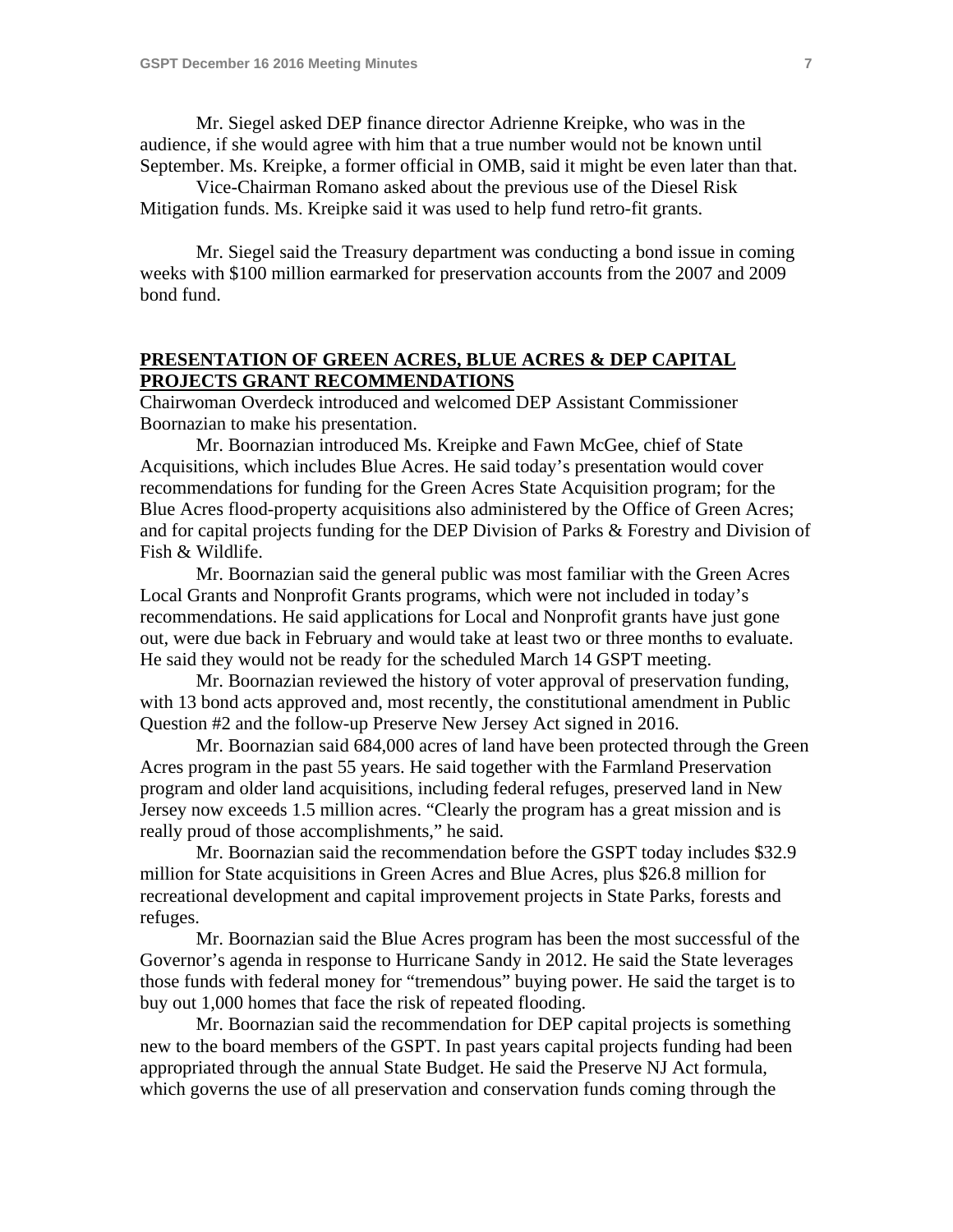Mr. Siegel asked DEP finance director Adrienne Kreipke, who was in the audience, if she would agree with him that a true number would not be known until September. Ms. Kreipke, a former official in OMB, said it might be even later than that.

Vice-Chairman Romano asked about the previous use of the Diesel Risk Mitigation funds. Ms. Kreipke said it was used to help fund retro-fit grants.

Mr. Siegel said the Treasury department was conducting a bond issue in coming weeks with $100 million earmarked for preservation accounts from the 2007 and 2009 bond fund.

## PRESENTATION OF GREEN ACRES, BLUE ACRES & DEP CAPITAL PROJECTS GRANT RECOMMENDATIONS

Chairwoman Overdeck introduced and welcomed DEP Assistant Commissioner Boornazian to make his presentation.

Mr. Boornazian introduced Ms. Kreipke and Fawn McGee, chief of State Acquisitions, which includes Blue Acres. He said today's presentation would cover recommendations for funding for the Green Acres State Acquisition program; for the Blue Acres flood-property acquisitions also administered by the Office of Green Acres; and for capital projects funding for the DEP Division of Parks & Forestry and Division of Fish & Wildlife.

Mr. Boornazian said the general public was most familiar with the Green Acres Local Grants and Nonprofit Grants programs, which were not included in today's recommendations. He said applications for Local and Nonprofit grants have just gone out, were due back in February and would take at least two or three months to evaluate. He said they would not be ready for the scheduled March 14 GSPT meeting.

Mr. Boornazian reviewed the history of voter approval of preservation funding, with 13 bond acts approved and, most recently, the constitutional amendment in Public Question #2 and the follow-up Preserve New Jersey Act signed in 2016.

Mr. Boornazian said 684,000 acres of land have been protected through the Green Acres program in the past 55 years. He said together with the Farmland Preservation program and older land acquisitions, including federal refuges, preserved land in New Jersey now exceeds 1.5 million acres. "Clearly the program has a great mission and is really proud of those accomplishments," he said.

Mr. Boornazian said the recommendation before the GSPT today includes $32.9 million for State acquisitions in Green Acres and Blue Acres, plus $26.8 million for recreational development and capital improvement projects in State Parks, forests and refuges.

Mr. Boornazian said the Blue Acres program has been the most successful of the Governor's agenda in response to Hurricane Sandy in 2012. He said the State leverages those funds with federal money for "tremendous" buying power. He said the target is to buy out 1,000 homes that face the risk of repeated flooding.

Mr. Boornazian said the recommendation for DEP capital projects is something new to the board members of the GSPT. In past years capital projects funding had been appropriated through the annual State Budget. He said the Preserve NJ Act formula, which governs the use of all preservation and conservation funds coming through the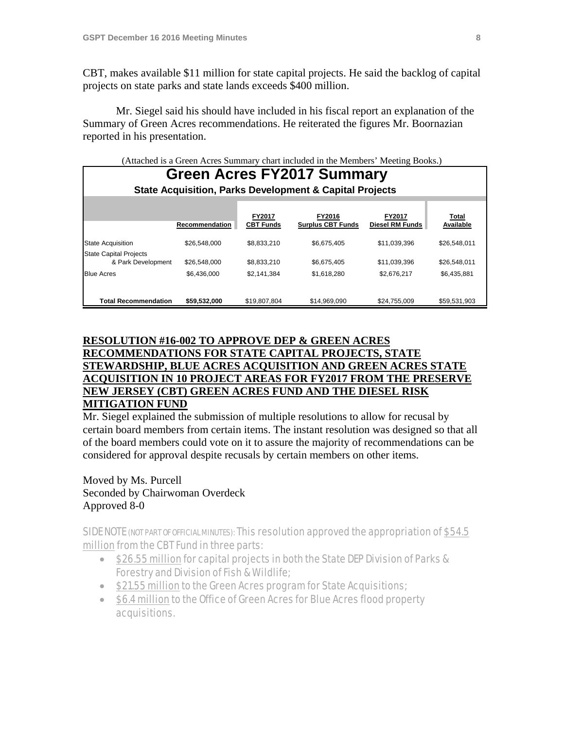CBT, makes available $11 million for state capital projects. He said the backlog of capital projects on state parks and state lands exceeds $400 million.

Mr. Siegel said his should have included in his fiscal report an explanation of the Summary of Green Acres recommendations. He reiterated the figures Mr. Boornazian reported in his presentation.

(Attached is a Green Acres Summary chart included in the Members' Meeting Books.)

**Green Acres FY2017 Summary**

**State Acquisition, Parks Development & Capital Projects**

| | Recommendation | FY2017 CBT Funds | FY2016 Surplus CBT Funds | FY2017 Diesel RM Funds | Total Available |
|---|---|---|---|---|---|
| State Acquisition | $26,548,000 | $8,833,210 | $6,675,405 | $11,039,396 | $26,548,011 |
| State Capital Projects & Park Development | $26,548,000 | $8,833,210 | $6,675,405 | $11,039,396 | $26,548,011 |
| Blue Acres | $6,436,000 | $2,141,384 | $1,618,280 | $2,676,217 | $6,435,881 |
| **Total Recommendation** | **$59,532,000** | $19,807,804 | $14,969,090 | $24,755,009 | $59,531,903 |

**RESOLUTION #16-002 TO APPROVE DEP & GREEN ACRES RECOMMENDATIONS FOR STATE CAPITAL PROJECTS, STATE STEWARDSHIP, BLUE ACRES ACQUISITION AND GREEN ACRES STATE ACQUISITION IN 10 PROJECT AREAS FOR FY2017 FROM THE PRESERVE NEW JERSEY (CBT) GREEN ACRES FUND AND THE DIESEL RISK MITIGATION FUND**

Mr. Siegel explained the submission of multiple resolutions to allow for recusal by certain board members from certain items. The instant resolution was designed so that all of the board members could vote on it to assure the majority of recommendations can be considered for approval despite recusals by certain members on other items.

Moved by Ms. Purcell
Seconded by Chairwoman Overdeck
Approved 8-0

SIDE NOTE (NOT PART OF OFFICIAL MINUTES): This resolution approved the appropriation of $54.5 million from the CBT Fund in three parts:

- $26.55 million for capital projects in both the State DEP Division of Parks & Forestry and Division of Fish & Wildlife;
- $21.55 million to the Green Acres program for State Acquisitions;
- $6.4 million to the Office of Green Acres for Blue Acres flood property acquisitions.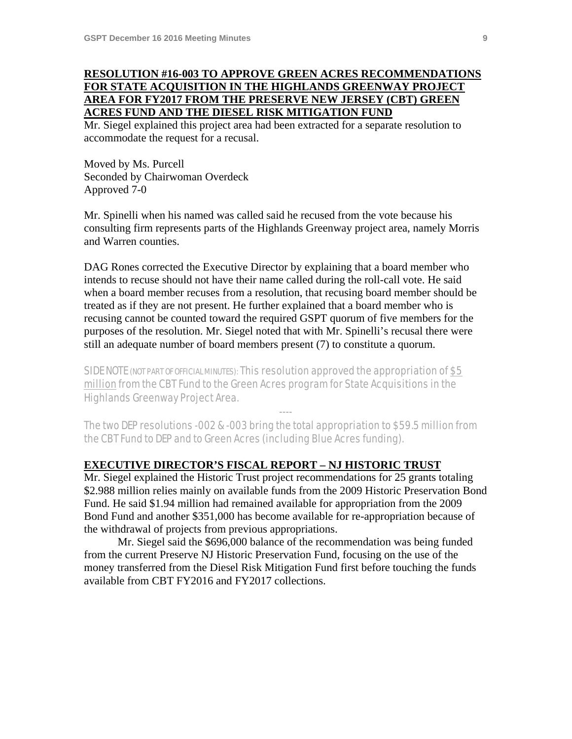**RESOLUTION #16-003 TO APPROVE GREEN ACRES RECOMMENDATIONS FOR STATE ACQUISITION IN THE HIGHLANDS GREENWAY PROJECT AREA FOR FY2017 FROM THE PRESERVE NEW JERSEY (CBT) GREEN ACRES FUND AND THE DIESEL RISK MITIGATION FUND**

Mr. Siegel explained this project area had been extracted for a separate resolution to accommodate the request for a recusal.

Moved by Ms. Purcell
Seconded by Chairwoman Overdeck
Approved 7-0

Mr. Spinelli when his named was called said he recused from the vote because his consulting firm represents parts of the Highlands Greenway project area, namely Morris and Warren counties.

DAG Rones corrected the Executive Director by explaining that a board member who intends to recuse should not have their name called during the roll-call vote. He said when a board member recuses from a resolution, that recusing board member should be treated as if they are not present. He further explained that a board member who is recusing cannot be counted toward the required GSPT quorum of five members for the purposes of the resolution. Mr. Siegel noted that with Mr. Spinelli's recusal there were still an adequate number of board members present (7) to constitute a quorum.

*SIDE NOTE (NOT PART OF OFFICIAL MINUTES): This resolution approved the appropriation of $5 million from the CBT Fund to the Green Acres program for State Acquisitions in the Highlands Greenway Project Area.*

----

*The two DEP resolutions -002 & -003 bring the total appropriation to $59.5 million from the CBT Fund to DEP and to Green Acres (including Blue Acres funding).*

**EXECUTIVE DIRECTOR'S FISCAL REPORT – NJ HISTORIC TRUST**

Mr. Siegel explained the Historic Trust project recommendations for 25 grants totaling $2.988 million relies mainly on available funds from the 2009 Historic Preservation Bond Fund. He said $1.94 million had remained available for appropriation from the 2009 Bond Fund and another $351,000 has become available for re-appropriation because of the withdrawal of projects from previous appropriations.

Mr. Siegel said the $696,000 balance of the recommendation was being funded from the current Preserve NJ Historic Preservation Fund, focusing on the use of the money transferred from the Diesel Risk Mitigation Fund first before touching the funds available from CBT FY2016 and FY2017 collections.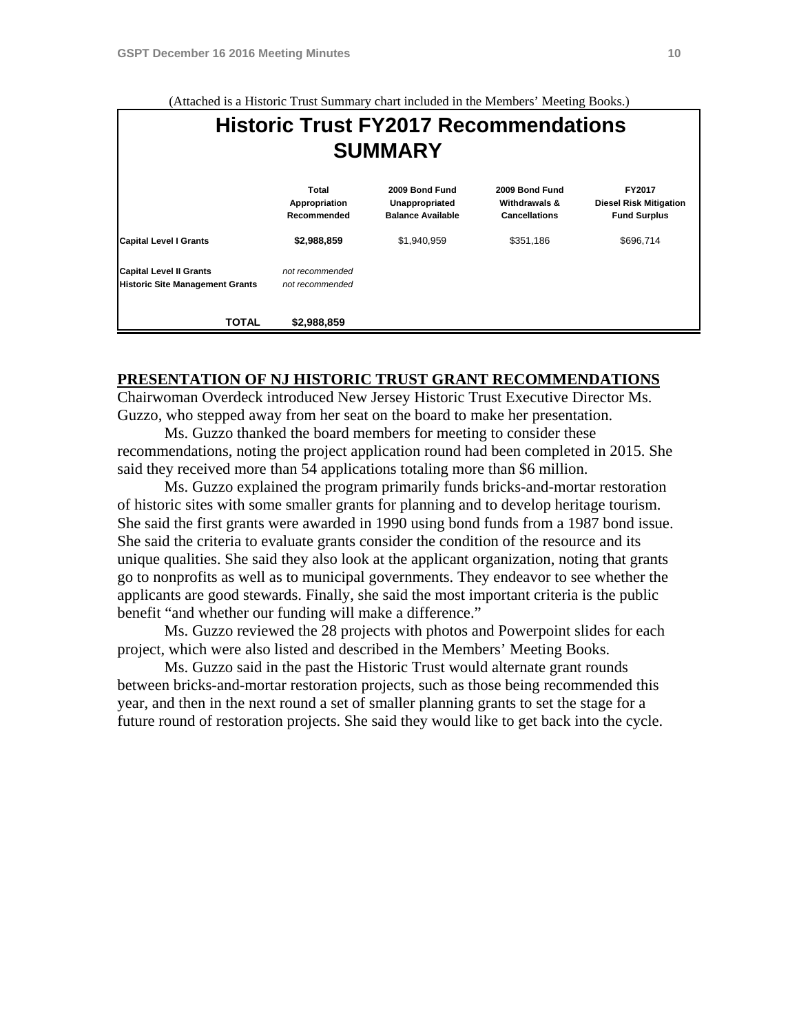(Attached is a Historic Trust Summary chart included in the Members' Meeting Books.)

## Historic Trust FY2017 Recommendations SUMMARY

| | Total Appropriation Recommended | 2009 Bond Fund Unappropriated Balance Available | 2009 Bond Fund Withdrawals & Cancellations | FY2017 Diesel Risk Mitigation Fund Surplus |
|---|---|---|---|---|
| **Capital Level I Grants** | **$2,988,859** | $1,940,959 | $351,186 | $696,714 |
| **Capital Level II Grants** | *not recommended* | | | |
| **Historic Site Management Grants** | *not recommended* | | | |
| **TOTAL** | **$2,988,859** | | | |

**PRESENTATION OF NJ HISTORIC TRUST GRANT RECOMMENDATIONS**

Chairwoman Overdeck introduced New Jersey Historic Trust Executive Director Ms. Guzzo, who stepped away from her seat on the board to make her presentation.

Ms. Guzzo thanked the board members for meeting to consider these recommendations, noting the project application round had been completed in 2015. She said they received more than 54 applications totaling more than $6 million.

Ms. Guzzo explained the program primarily funds bricks-and-mortar restoration of historic sites with some smaller grants for planning and to develop heritage tourism. She said the first grants were awarded in 1990 using bond funds from a 1987 bond issue. She said the criteria to evaluate grants consider the condition of the resource and its unique qualities. She said they also look at the applicant organization, noting that grants go to nonprofits as well as to municipal governments. They endeavor to see whether the applicants are good stewards. Finally, she said the most important criteria is the public benefit "and whether our funding will make a difference."

Ms. Guzzo reviewed the 28 projects with photos and Powerpoint slides for each project, which were also listed and described in the Members' Meeting Books.

Ms. Guzzo said in the past the Historic Trust would alternate grant rounds between bricks-and-mortar restoration projects, such as those being recommended this year, and then in the next round a set of smaller planning grants to set the stage for a future round of restoration projects. She said they would like to get back into the cycle.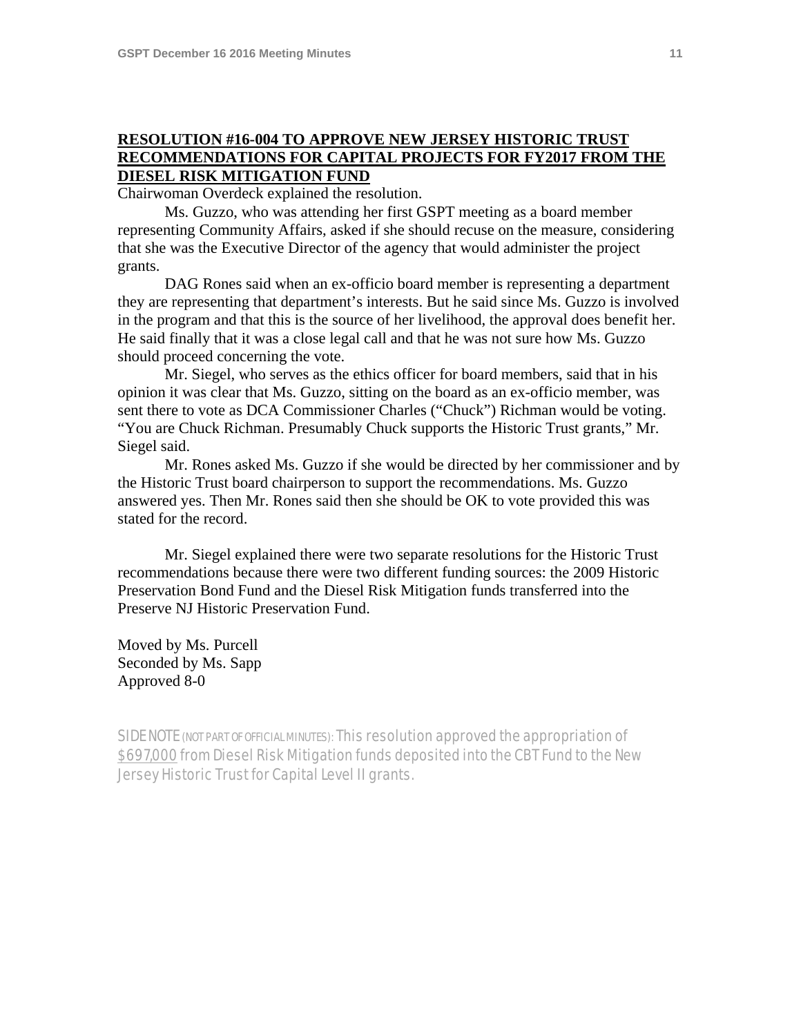**RESOLUTION #16-004 TO APPROVE NEW JERSEY HISTORIC TRUST RECOMMENDATIONS FOR CAPITAL PROJECTS FOR FY2017 FROM THE DIESEL RISK MITIGATION FUND**

Chairwoman Overdeck explained the resolution.

Ms. Guzzo, who was attending her first GSPT meeting as a board member representing Community Affairs, asked if she should recuse on the measure, considering that she was the Executive Director of the agency that would administer the project grants.

DAG Rones said when an ex-officio board member is representing a department they are representing that department's interests. But he said since Ms. Guzzo is involved in the program and that this is the source of her livelihood, the approval does benefit her. He said finally that it was a close legal call and that he was not sure how Ms. Guzzo should proceed concerning the vote.

Mr. Siegel, who serves as the ethics officer for board members, said that in his opinion it was clear that Ms. Guzzo, sitting on the board as an ex-officio member, was sent there to vote as DCA Commissioner Charles ("Chuck") Richman would be voting. "You are Chuck Richman. Presumably Chuck supports the Historic Trust grants," Mr. Siegel said.

Mr. Rones asked Ms. Guzzo if she would be directed by her commissioner and by the Historic Trust board chairperson to support the recommendations. Ms. Guzzo answered yes. Then Mr. Rones said then she should be OK to vote provided this was stated for the record.

Mr. Siegel explained there were two separate resolutions for the Historic Trust recommendations because there were two different funding sources: the 2009 Historic Preservation Bond Fund and the Diesel Risk Mitigation funds transferred into the Preserve NJ Historic Preservation Fund.

Moved by Ms. Purcell
Seconded by Ms. Sapp
Approved 8-0

SIDE NOTE (NOT PART OF OFFICIAL MINUTES): This resolution approved the appropriation of $697,000 from Diesel Risk Mitigation funds deposited into the CBT Fund to the New Jersey Historic Trust for Capital Level II grants.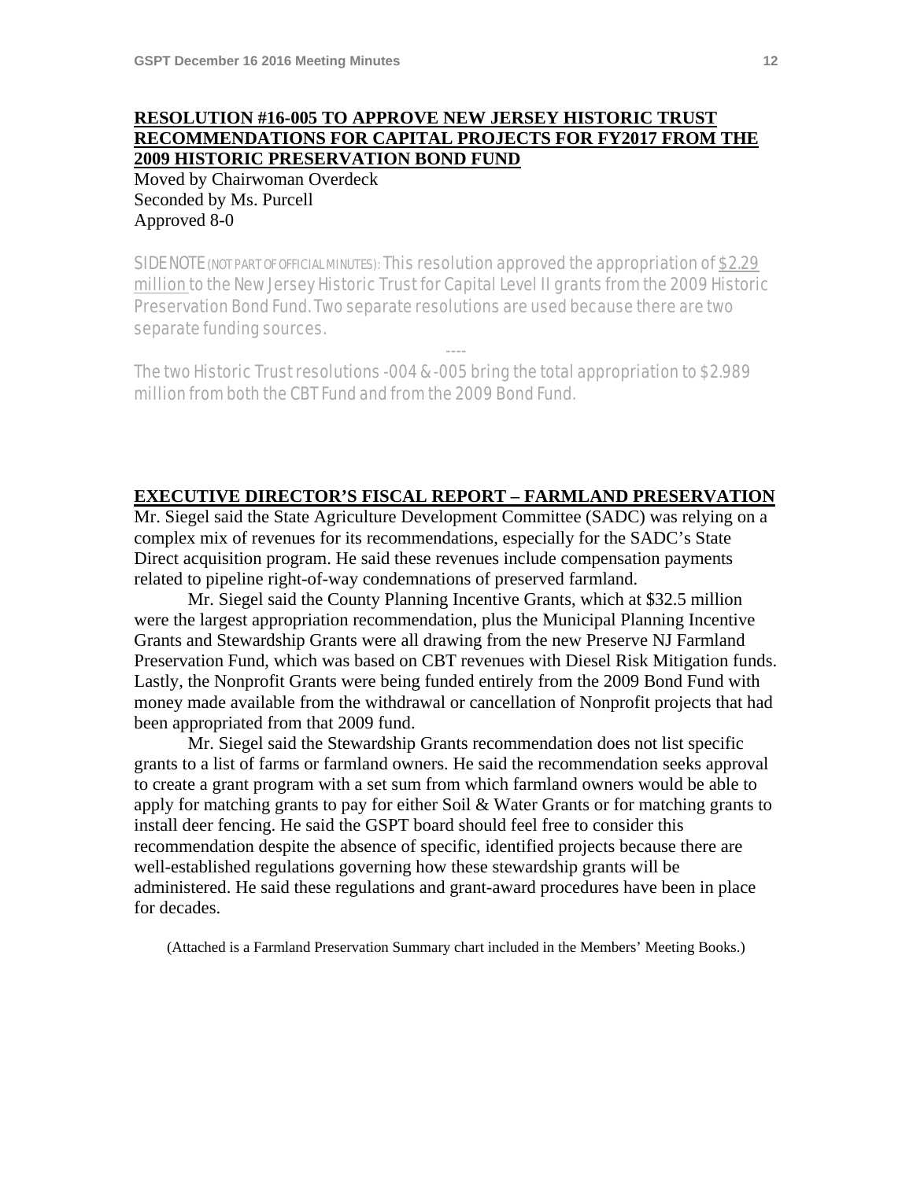**RESOLUTION #16-005 TO APPROVE NEW JERSEY HISTORIC TRUST RECOMMENDATIONS FOR CAPITAL PROJECTS FOR FY2017 FROM THE 2009 HISTORIC PRESERVATION BOND FUND**

Moved by Chairwoman Overdeck
Seconded by Ms. Purcell
Approved 8-0

SIDE NOTE (NOT PART OF OFFICIAL MINUTES): This resolution approved the appropriation of $2.29 million to the New Jersey Historic Trust for Capital Level II grants from the 2009 Historic Preservation Bond Fund. Two separate resolutions are used because there are two separate funding sources.

----

The two Historic Trust resolutions -004 & -005 bring the total appropriation to $2.989 million from both the CBT Fund and from the 2009 Bond Fund.

**EXECUTIVE DIRECTOR'S FISCAL REPORT – FARMLAND PRESERVATION**

Mr. Siegel said the State Agriculture Development Committee (SADC) was relying on a complex mix of revenues for its recommendations, especially for the SADC's State Direct acquisition program. He said these revenues include compensation payments related to pipeline right-of-way condemnations of preserved farmland.

Mr. Siegel said the County Planning Incentive Grants, which at $32.5 million were the largest appropriation recommendation, plus the Municipal Planning Incentive Grants and Stewardship Grants were all drawing from the new Preserve NJ Farmland Preservation Fund, which was based on CBT revenues with Diesel Risk Mitigation funds. Lastly, the Nonprofit Grants were being funded entirely from the 2009 Bond Fund with money made available from the withdrawal or cancellation of Nonprofit projects that had been appropriated from that 2009 fund.

Mr. Siegel said the Stewardship Grants recommendation does not list specific grants to a list of farms or farmland owners. He said the recommendation seeks approval to create a grant program with a set sum from which farmland owners would be able to apply for matching grants to pay for either Soil & Water Grants or for matching grants to install deer fencing. He said the GSPT board should feel free to consider this recommendation despite the absence of specific, identified projects because there are well-established regulations governing how these stewardship grants will be administered. He said these regulations and grant-award procedures have been in place for decades.

(Attached is a Farmland Preservation Summary chart included in the Members' Meeting Books.)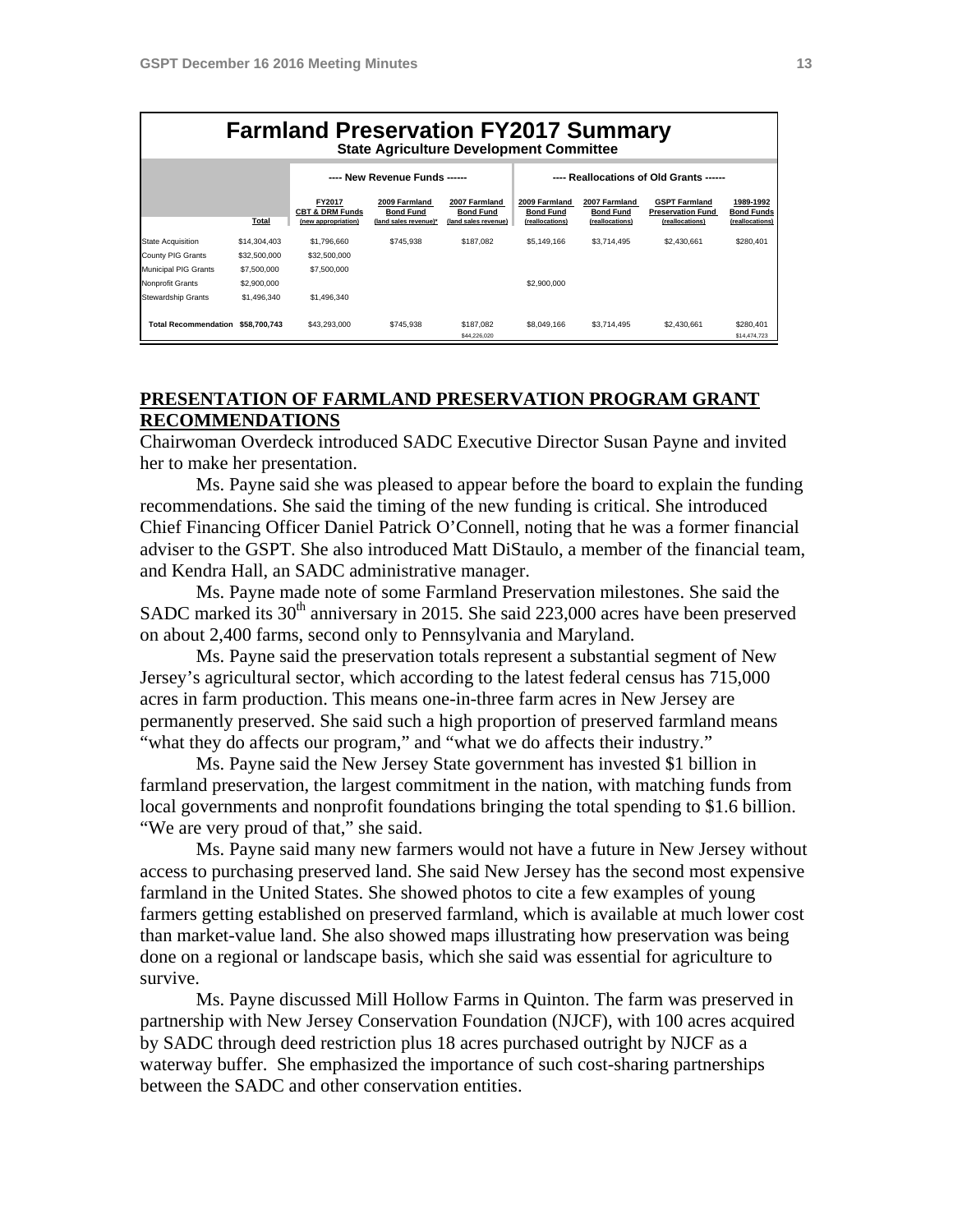## Farmland Preservation FY2017 Summary

**State Agriculture Development Committee**

| | | ---- New Revenue Funds ------ | | | ---- Reallocations of Old Grants ------ | | | |
|---|---|---|---|---|---|---|---|---|
| | Total | FY2017 CBT & DRM Funds (new appropriation) | 2009 Farmland Bond Fund (land sales revenue)* | 2007 Farmland Bond Fund (land sales revenue) | 2009 Farmland Bond Fund (reallocations) | 2007 Farmland Bond Fund (reallocations) | GSPT Farmland Preservation Fund (reallocations) | 1989-1992 Bond Funds (reallocations) |
| State Acquisition | $14,304,403 | $1,796,660 | $745,938 | $187,082 | $5,149,166 | $3,714,495 | $2,430,661 | $280,401 |
| County PIG Grants | $32,500,000 | $32,500,000 | | | | | | |
| Municipal PIG Grants | $7,500,000 | $7,500,000 | | | | | | |
| Nonprofit Grants | $2,900,000 | | | | $2,900,000 | | | |
| Stewardship Grants | $1,496,340 | $1,496,340 | | | | | | |
| **Total Recommendation** | **$58,700,743** | $43,293,000 | $745,938 | $187,082<br>$44,226,020 | $8,049,166 | $3,714,495 | $2,430,661 | $280,401<br>$14,474,723 |

## PRESENTATION OF FARMLAND PRESERVATION PROGRAM GRANT RECOMMENDATIONS

Chairwoman Overdeck introduced SADC Executive Director Susan Payne and invited her to make her presentation.

Ms. Payne said she was pleased to appear before the board to explain the funding recommendations. She said the timing of the new funding is critical. She introduced Chief Financing Officer Daniel Patrick O'Connell, noting that he was a former financial adviser to the GSPT. She also introduced Matt DiStaulo, a member of the financial team, and Kendra Hall, an SADC administrative manager.

Ms. Payne made note of some Farmland Preservation milestones. She said the SADC marked its 30th anniversary in 2015. She said 223,000 acres have been preserved on about 2,400 farms, second only to Pennsylvania and Maryland.

Ms. Payne said the preservation totals represent a substantial segment of New Jersey's agricultural sector, which according to the latest federal census has 715,000 acres in farm production. This means one-in-three farm acres in New Jersey are permanently preserved. She said such a high proportion of preserved farmland means "what they do affects our program," and "what we do affects their industry."

Ms. Payne said the New Jersey State government has invested $1 billion in farmland preservation, the largest commitment in the nation, with matching funds from local governments and nonprofit foundations bringing the total spending to $1.6 billion. "We are very proud of that," she said.

Ms. Payne said many new farmers would not have a future in New Jersey without access to purchasing preserved land. She said New Jersey has the second most expensive farmland in the United States. She showed photos to cite a few examples of young farmers getting established on preserved farmland, which is available at much lower cost than market-value land. She also showed maps illustrating how preservation was being done on a regional or landscape basis, which she said was essential for agriculture to survive.

Ms. Payne discussed Mill Hollow Farms in Quinton. The farm was preserved in partnership with New Jersey Conservation Foundation (NJCF), with 100 acres acquired by SADC through deed restriction plus 18 acres purchased outright by NJCF as a waterway buffer. She emphasized the importance of such cost-sharing partnerships between the SADC and other conservation entities.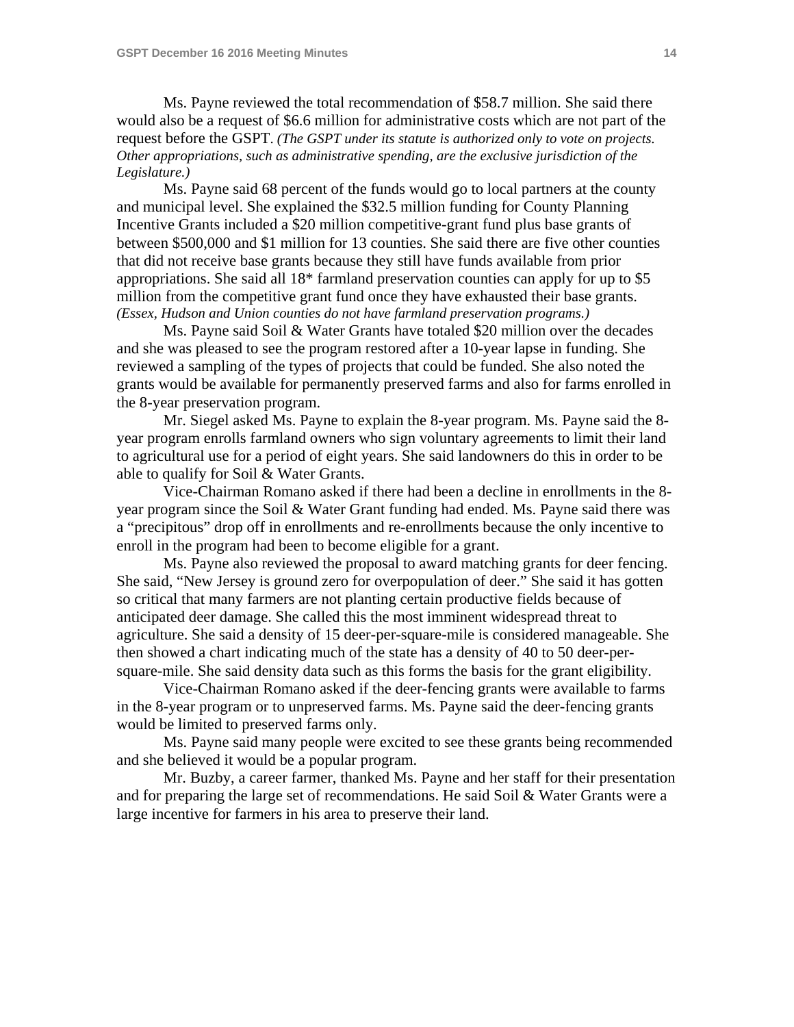Ms. Payne reviewed the total recommendation of $58.7 million. She said there would also be a request of $6.6 million for administrative costs which are not part of the request before the GSPT. *(The GSPT under its statute is authorized only to vote on projects. Other appropriations, such as administrative spending, are the exclusive jurisdiction of the Legislature.)*

Ms. Payne said 68 percent of the funds would go to local partners at the county and municipal level. She explained the $32.5 million funding for County Planning Incentive Grants included a $20 million competitive-grant fund plus base grants of between $500,000 and $1 million for 13 counties. She said there are five other counties that did not receive base grants because they still have funds available from prior appropriations. She said all 18* farmland preservation counties can apply for up to $5 million from the competitive grant fund once they have exhausted their base grants. *(Essex, Hudson and Union counties do not have farmland preservation programs.)*

Ms. Payne said Soil & Water Grants have totaled $20 million over the decades and she was pleased to see the program restored after a 10-year lapse in funding. She reviewed a sampling of the types of projects that could be funded. She also noted the grants would be available for permanently preserved farms and also for farms enrolled in the 8-year preservation program.

Mr. Siegel asked Ms. Payne to explain the 8-year program. Ms. Payne said the 8-year program enrolls farmland owners who sign voluntary agreements to limit their land to agricultural use for a period of eight years. She said landowners do this in order to be able to qualify for Soil & Water Grants.

Vice-Chairman Romano asked if there had been a decline in enrollments in the 8-year program since the Soil & Water Grant funding had ended. Ms. Payne said there was a "precipitous" drop off in enrollments and re-enrollments because the only incentive to enroll in the program had been to become eligible for a grant.

Ms. Payne also reviewed the proposal to award matching grants for deer fencing. She said, "New Jersey is ground zero for overpopulation of deer." She said it has gotten so critical that many farmers are not planting certain productive fields because of anticipated deer damage. She called this the most imminent widespread threat to agriculture. She said a density of 15 deer-per-square-mile is considered manageable. She then showed a chart indicating much of the state has a density of 40 to 50 deer-per-square-mile. She said density data such as this forms the basis for the grant eligibility.

Vice-Chairman Romano asked if the deer-fencing grants were available to farms in the 8-year program or to unpreserved farms. Ms. Payne said the deer-fencing grants would be limited to preserved farms only.

Ms. Payne said many people were excited to see these grants being recommended and she believed it would be a popular program.

Mr. Buzby, a career farmer, thanked Ms. Payne and her staff for their presentation and for preparing the large set of recommendations. He said Soil & Water Grants were a large incentive for farmers in his area to preserve their land.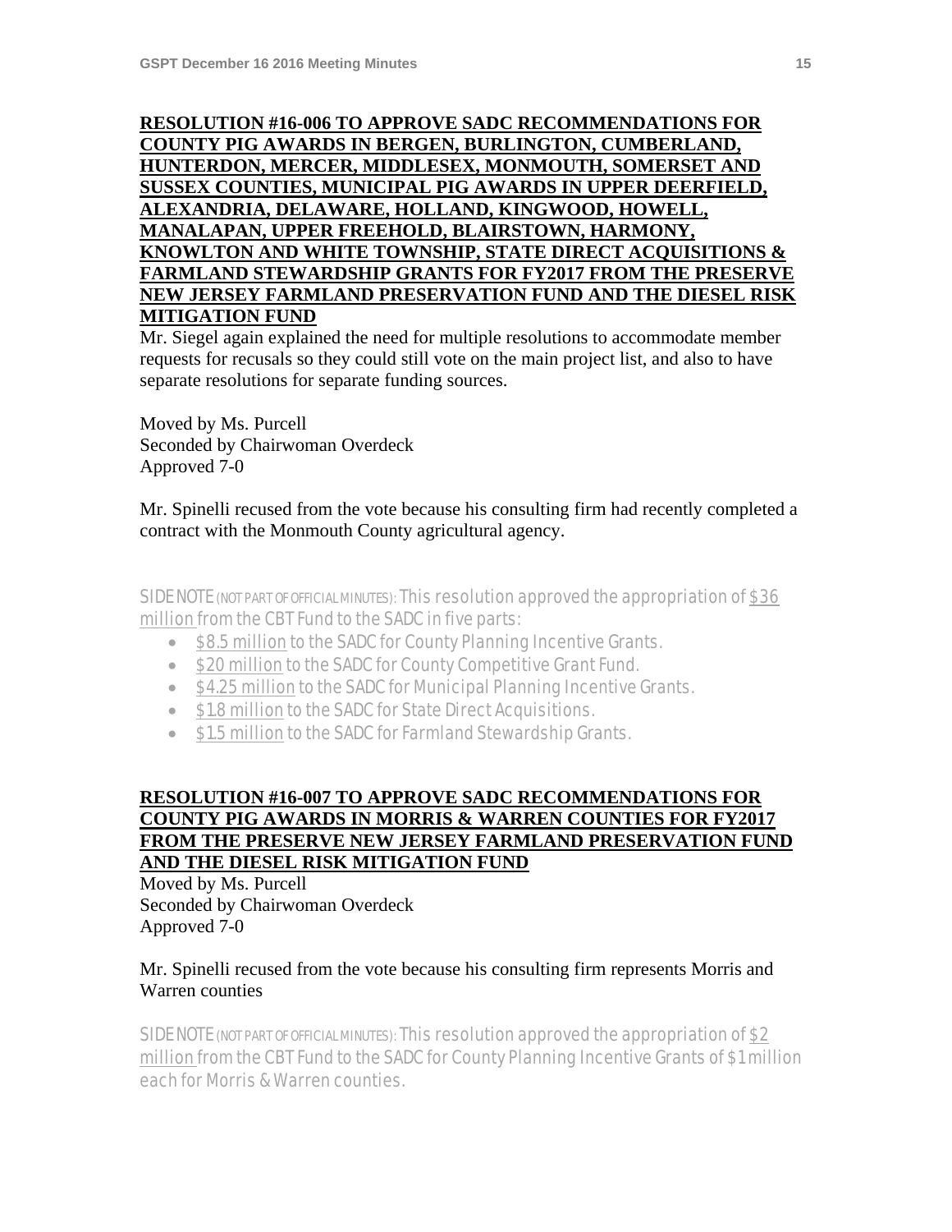**RESOLUTION #16-006 TO APPROVE SADC RECOMMENDATIONS FOR COUNTY PIG AWARDS IN BERGEN, BURLINGTON, CUMBERLAND, HUNTERDON, MERCER, MIDDLESEX, MONMOUTH, SOMERSET AND SUSSEX COUNTIES, MUNICIPAL PIG AWARDS IN UPPER DEERFIELD, ALEXANDRIA, DELAWARE, HOLLAND, KINGWOOD, HOWELL, MANALAPAN, UPPER FREEHOLD, BLAIRSTOWN, HARMONY, KNOWLTON AND WHITE TOWNSHIP, STATE DIRECT ACQUISITIONS & FARMLAND STEWARDSHIP GRANTS FOR FY2017 FROM THE PRESERVE NEW JERSEY FARMLAND PRESERVATION FUND AND THE DIESEL RISK MITIGATION FUND**

Mr. Siegel again explained the need for multiple resolutions to accommodate member requests for recusals so they could still vote on the main project list, and also to have separate resolutions for separate funding sources.

Moved by Ms. Purcell
Seconded by Chairwoman Overdeck
Approved 7-0

Mr. Spinelli recused from the vote because his consulting firm had recently completed a contract with the Monmouth County agricultural agency.

SIDE NOTE (NOT PART OF OFFICIAL MINUTES): *This resolution approved the appropriation of $36 million from the CBT Fund to the SADC in five parts:*

- *$8.5 million to the SADC for County Planning Incentive Grants.*
- *$20 million to the SADC for County Competitive Grant Fund.*
- *$4.25 million to the SADC for Municipal Planning Incentive Grants.*
- *$1.8 million to the SADC for State Direct Acquisitions.*
- *$1.5 million to the SADC for Farmland Stewardship Grants.*

**RESOLUTION #16-007 TO APPROVE SADC RECOMMENDATIONS FOR COUNTY PIG AWARDS IN MORRIS & WARREN COUNTIES FOR FY2017 FROM THE PRESERVE NEW JERSEY FARMLAND PRESERVATION FUND AND THE DIESEL RISK MITIGATION FUND**

Moved by Ms. Purcell
Seconded by Chairwoman Overdeck
Approved 7-0

Mr. Spinelli recused from the vote because his consulting firm represents Morris and Warren counties

SIDE NOTE (NOT PART OF OFFICIAL MINUTES): *This resolution approved the appropriation of $2 million from the CBT Fund to the SADC for County Planning Incentive Grants of $1 million each for Morris & Warren counties.*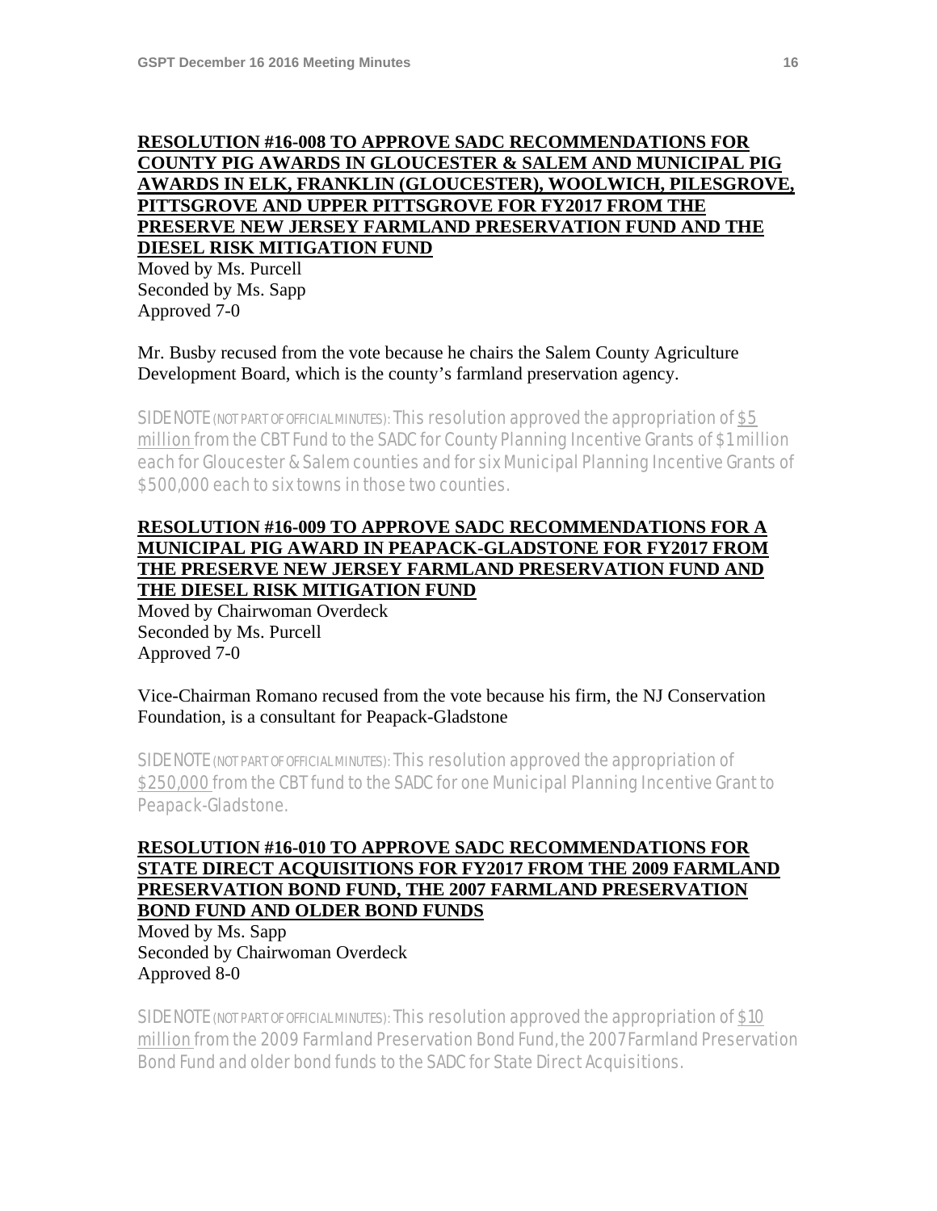**RESOLUTION #16-008 TO APPROVE SADC RECOMMENDATIONS FOR COUNTY PIG AWARDS IN GLOUCESTER & SALEM AND MUNICIPAL PIG AWARDS IN ELK, FRANKLIN (GLOUCESTER), WOOLWICH, PILESGROVE, PITTSGROVE AND UPPER PITTSGROVE FOR FY2017 FROM THE PRESERVE NEW JERSEY FARMLAND PRESERVATION FUND AND THE DIESEL RISK MITIGATION FUND**

Moved by Ms. Purcell
Seconded by Ms. Sapp
Approved 7-0

Mr. Busby recused from the vote because he chairs the Salem County Agriculture Development Board, which is the county's farmland preservation agency.

SIDE NOTE (NOT PART OF OFFICIAL MINUTES): This resolution approved the appropriation of $5 million from the CBT Fund to the SADC for County Planning Incentive Grants of $1 million each for Gloucester & Salem counties and for six Municipal Planning Incentive Grants of $500,000 each to six towns in those two counties.

**RESOLUTION #16-009 TO APPROVE SADC RECOMMENDATIONS FOR A MUNICIPAL PIG AWARD IN PEAPACK-GLADSTONE FOR FY2017 FROM THE PRESERVE NEW JERSEY FARMLAND PRESERVATION FUND AND THE DIESEL RISK MITIGATION FUND**

Moved by Chairwoman Overdeck
Seconded by Ms. Purcell
Approved 7-0

Vice-Chairman Romano recused from the vote because his firm, the NJ Conservation Foundation, is a consultant for Peapack-Gladstone

SIDE NOTE (NOT PART OF OFFICIAL MINUTES): This resolution approved the appropriation of $250,000 from the CBT fund to the SADC for one Municipal Planning Incentive Grant to Peapack-Gladstone.

**RESOLUTION #16-010 TO APPROVE SADC RECOMMENDATIONS FOR STATE DIRECT ACQUISITIONS FOR FY2017 FROM THE 2009 FARMLAND PRESERVATION BOND FUND, THE 2007 FARMLAND PRESERVATION BOND FUND AND OLDER BOND FUNDS**

Moved by Ms. Sapp
Seconded by Chairwoman Overdeck
Approved 8-0

SIDE NOTE (NOT PART OF OFFICIAL MINUTES): This resolution approved the appropriation of $10 million from the 2009 Farmland Preservation Bond Fund, the 2007 Farmland Preservation Bond Fund and older bond funds to the SADC for State Direct Acquisitions.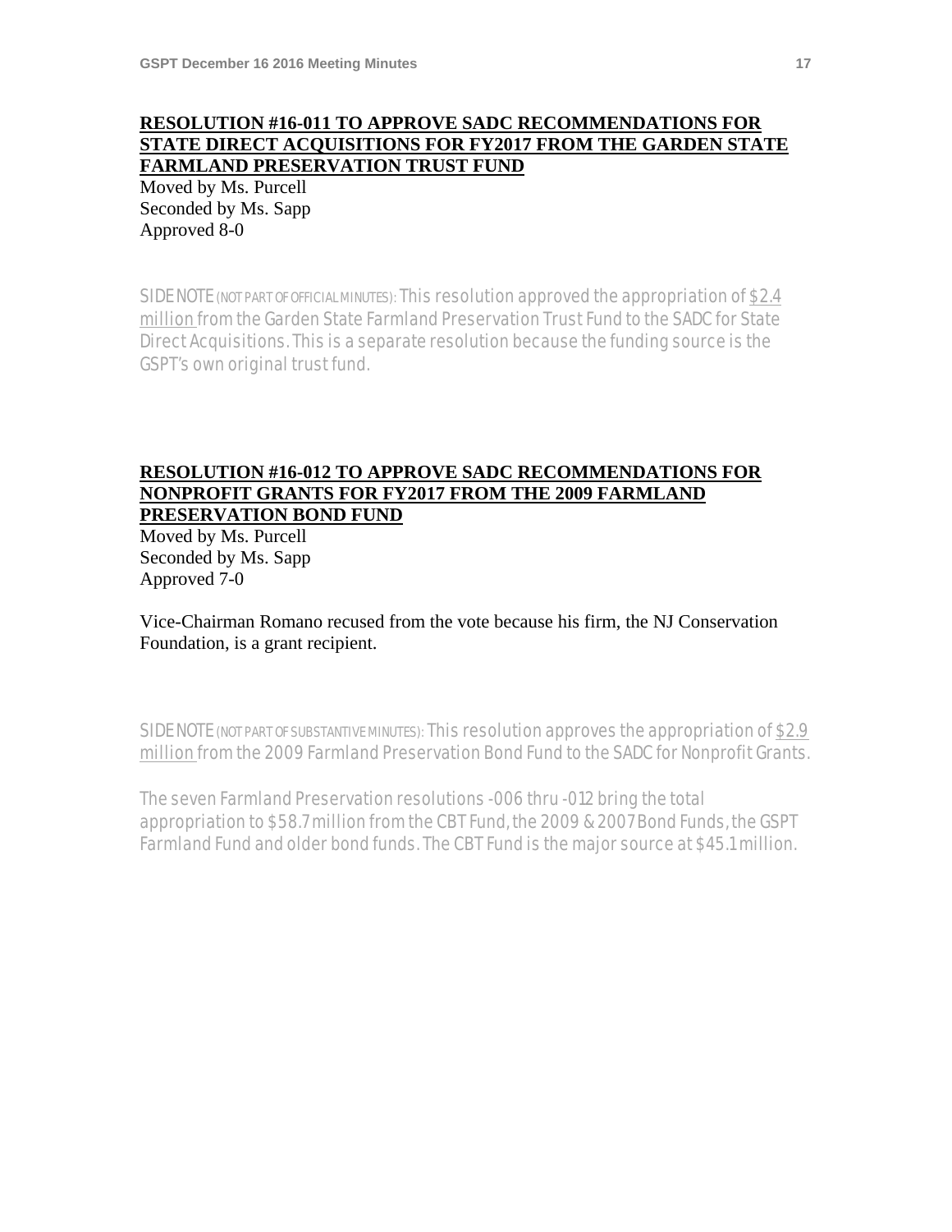**RESOLUTION #16-011 TO APPROVE SADC RECOMMENDATIONS FOR STATE DIRECT ACQUISITIONS FOR FY2017 FROM THE GARDEN STATE FARMLAND PRESERVATION TRUST FUND**

Moved by Ms. Purcell
Seconded by Ms. Sapp
Approved 8-0

SIDE NOTE (NOT PART OF OFFICIAL MINUTES): This resolution approved the appropriation of $2.4 million from the Garden State Farmland Preservation Trust Fund to the SADC for State Direct Acquisitions. This is a separate resolution because the funding source is the GSPT's own original trust fund.

**RESOLUTION #16-012 TO APPROVE SADC RECOMMENDATIONS FOR NONPROFIT GRANTS FOR FY2017 FROM THE 2009 FARMLAND PRESERVATION BOND FUND**

Moved by Ms. Purcell
Seconded by Ms. Sapp
Approved 7-0

Vice-Chairman Romano recused from the vote because his firm, the NJ Conservation Foundation, is a grant recipient.

SIDE NOTE (NOT PART OF SUBSTANTIVE MINUTES): This resolution approves the appropriation of $2.9 million from the 2009 Farmland Preservation Bond Fund to the SADC for Nonprofit Grants.

The seven Farmland Preservation resolutions -006 thru -012 bring the total appropriation to $58.7 million from the CBT Fund, the 2009 & 2007 Bond Funds, the GSPT Farmland Fund and older bond funds. The CBT Fund is the major source at $45.1 million.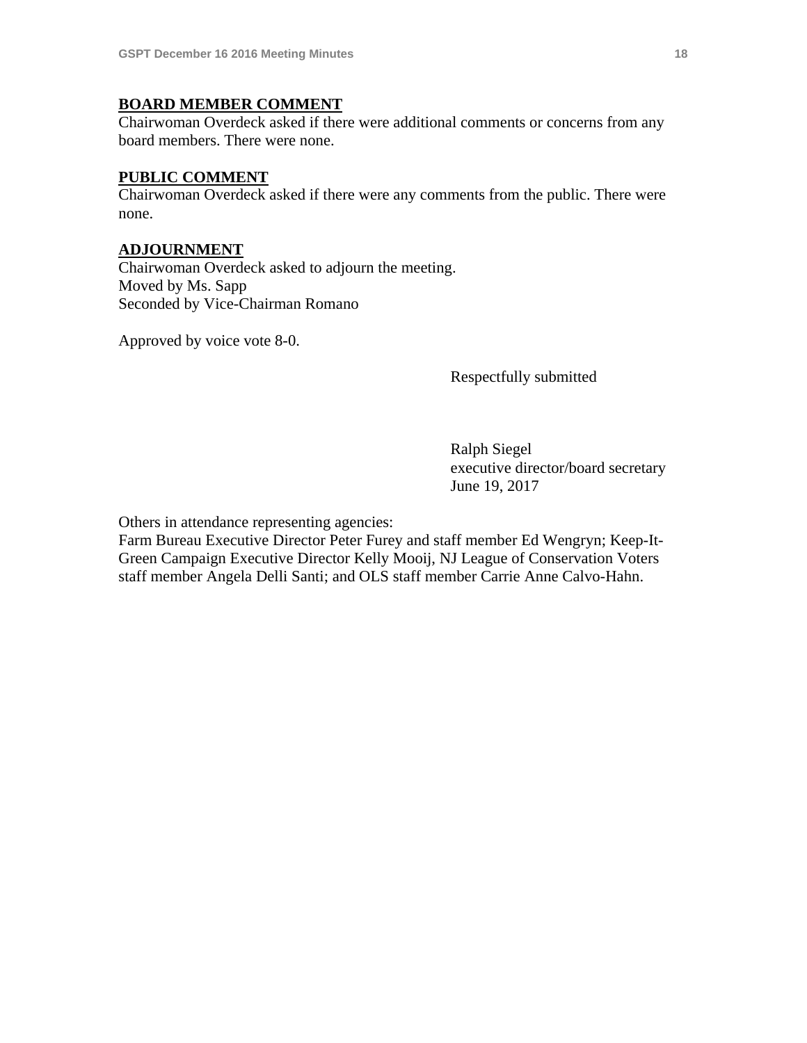**BOARD MEMBER COMMENT**

Chairwoman Overdeck asked if there were additional comments or concerns from any board members. There were none.

**PUBLIC COMMENT**

Chairwoman Overdeck asked if there were any comments from the public. There were none.

**ADJOURNMENT**

Chairwoman Overdeck asked to adjourn the meeting.
Moved by Ms. Sapp
Seconded by Vice-Chairman Romano

Approved by voice vote 8-0.

Respectfully submitted

Ralph Siegel
executive director/board secretary
June 19, 2017

Others in attendance representing agencies:
Farm Bureau Executive Director Peter Furey and staff member Ed Wengryn; Keep-It-Green Campaign Executive Director Kelly Mooij, NJ League of Conservation Voters staff member Angela Delli Santi; and OLS staff member Carrie Anne Calvo-Hahn.